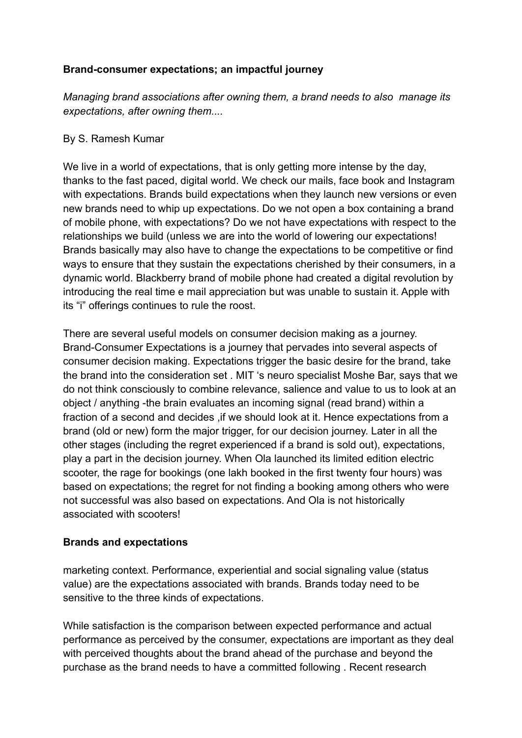**Brand-consumer expectations; an impactful journey**

*Managing brand associations after owning them, a brand needs to also  manage its expectations, after owning them....*

By S. Ramesh Kumar

We live in a world of expectations, that is only getting more intense by the day, thanks to the fast paced, digital world. We check our mails, face book and Instagram with expectations. Brands build expectations when they launch new versions or even new brands need to whip up expectations. Do we not open a box containing a brand of mobile phone, with expectations? Do we not have expectations with respect to the relationships we build (unless we are into the world of lowering our expectations! Brands basically may also have to change the expectations to be competitive or find ways to ensure that they sustain the expectations cherished by their consumers, in a dynamic world. Blackberry brand of mobile phone had created a digital revolution by introducing the real time e mail appreciation but was unable to sustain it. Apple with its "i" offerings continues to rule the roost.

There are several useful models on consumer decision making as a journey. Brand-Consumer Expectations is a journey that pervades into several aspects of consumer decision making. Expectations trigger the basic desire for the brand, take the brand into the consideration set . MIT 's neuro specialist Moshe Bar, says that we do not think consciously to combine relevance, salience and value to us to look at an object / anything -the brain evaluates an incoming signal (read brand) within a fraction of a second and decides ,if we should look at it. Hence expectations from a brand (old or new) form the major trigger, for our decision journey. Later in all the other stages (including the regret experienced if a brand is sold out), expectations, play a part in the decision journey. When Ola launched its limited edition electric scooter, the rage for bookings (one lakh booked in the first twenty four hours) was based on expectations; the regret for not finding a booking among others who were not successful was also based on expectations. And Ola is not historically associated with scooters!

**Brands and expectations**

marketing context. Performance, experiential and social signaling value (status value) are the expectations associated with brands. Brands today need to be sensitive to the three kinds of expectations.

While satisfaction is the comparison between expected performance and actual performance as perceived by the consumer, expectations are important as they deal with perceived thoughts about the brand ahead of the purchase and beyond the purchase as the brand needs to have a committed following . Recent research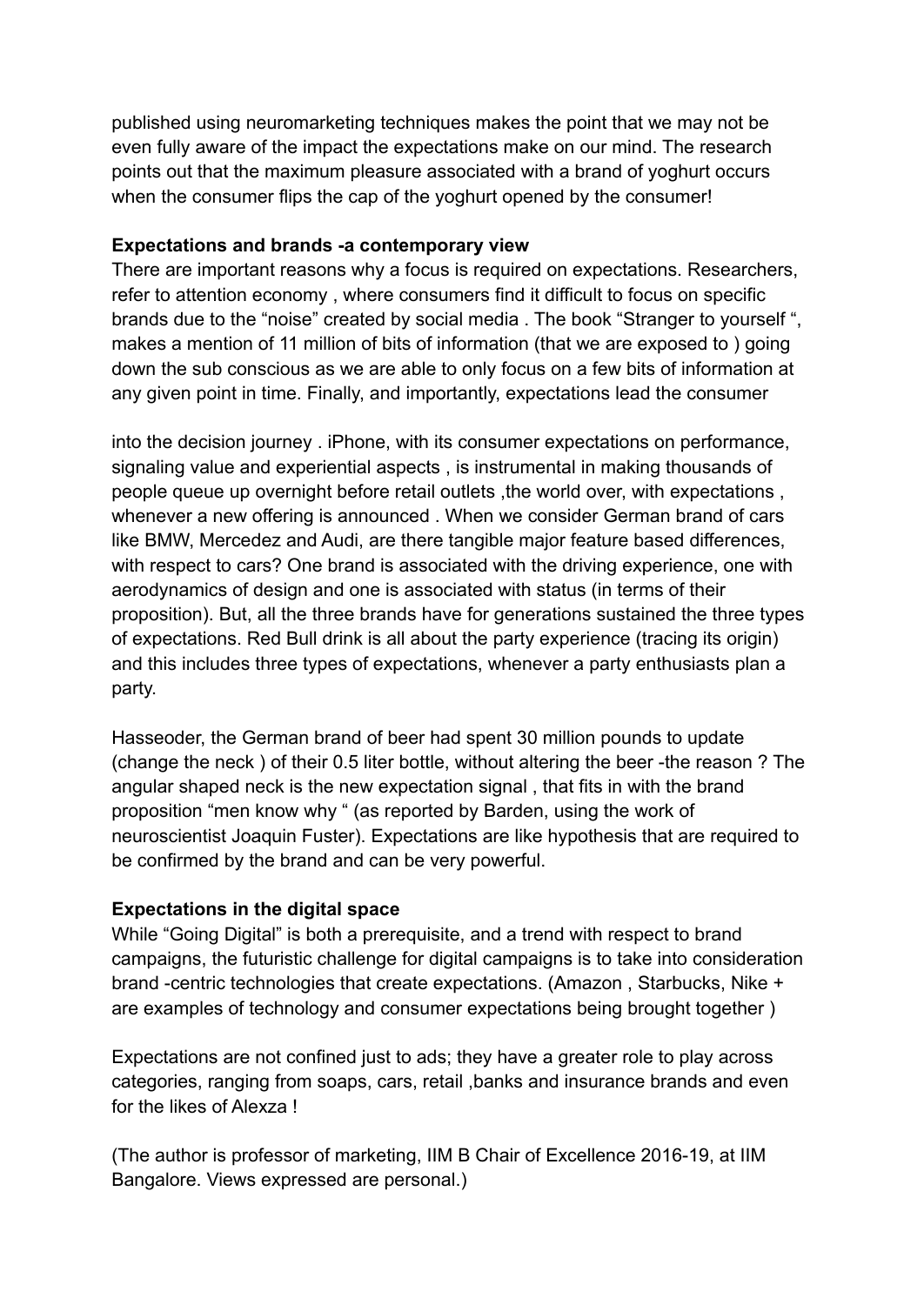published using neuromarketing techniques makes the point that we may not be even fully aware of the impact the expectations make on our mind. The research points out that the maximum pleasure associated with a brand of yoghurt occurs when the consumer flips the cap of the yoghurt opened by the consumer!

**Expectations and brands -a contemporary view**

There are important reasons why a focus is required on expectations. Researchers, refer to attention economy , where consumers find it difficult to focus on specific brands due to the "noise" created by social media . The book "Stranger to yourself ", makes a mention of 11 million of bits of information (that we are exposed to ) going down the sub conscious as we are able to only focus on a few bits of information at any given point in time. Finally, and importantly, expectations lead the consumer

into the decision journey . iPhone, with its consumer expectations on performance, signaling value and experiential aspects , is instrumental in making thousands of people queue up overnight before retail outlets ,the world over, with expectations , whenever a new offering is announced . When we consider German brand of cars like BMW, Mercedez and Audi, are there tangible major feature based differences, with respect to cars? One brand is associated with the driving experience, one with aerodynamics of design and one is associated with status (in terms of their proposition). But, all the three brands have for generations sustained the three types of expectations. Red Bull drink is all about the party experience (tracing its origin) and this includes three types of expectations, whenever a party enthusiasts plan a party.

Hasseoder, the German brand of beer had spent 30 million pounds to update (change the neck ) of their 0.5 liter bottle, without altering the beer -the reason ? The angular shaped neck is the new expectation signal , that fits in with the brand proposition "men know why " (as reported by Barden, using the work of neuroscientist Joaquin Fuster). Expectations are like hypothesis that are required to be confirmed by the brand and can be very powerful.

**Expectations in the digital space**

While "Going Digital" is both a prerequisite, and a trend with respect to brand campaigns, the futuristic challenge for digital campaigns is to take into consideration brand -centric technologies that create expectations. (Amazon , Starbucks, Nike + are examples of technology and consumer expectations being brought together )

Expectations are not confined just to ads; they have a greater role to play across categories, ranging from soaps, cars, retail ,banks and insurance brands and even for the likes of Alexza !

(The author is professor of marketing, IIM B Chair of Excellence 2016-19, at IIM Bangalore. Views expressed are personal.)